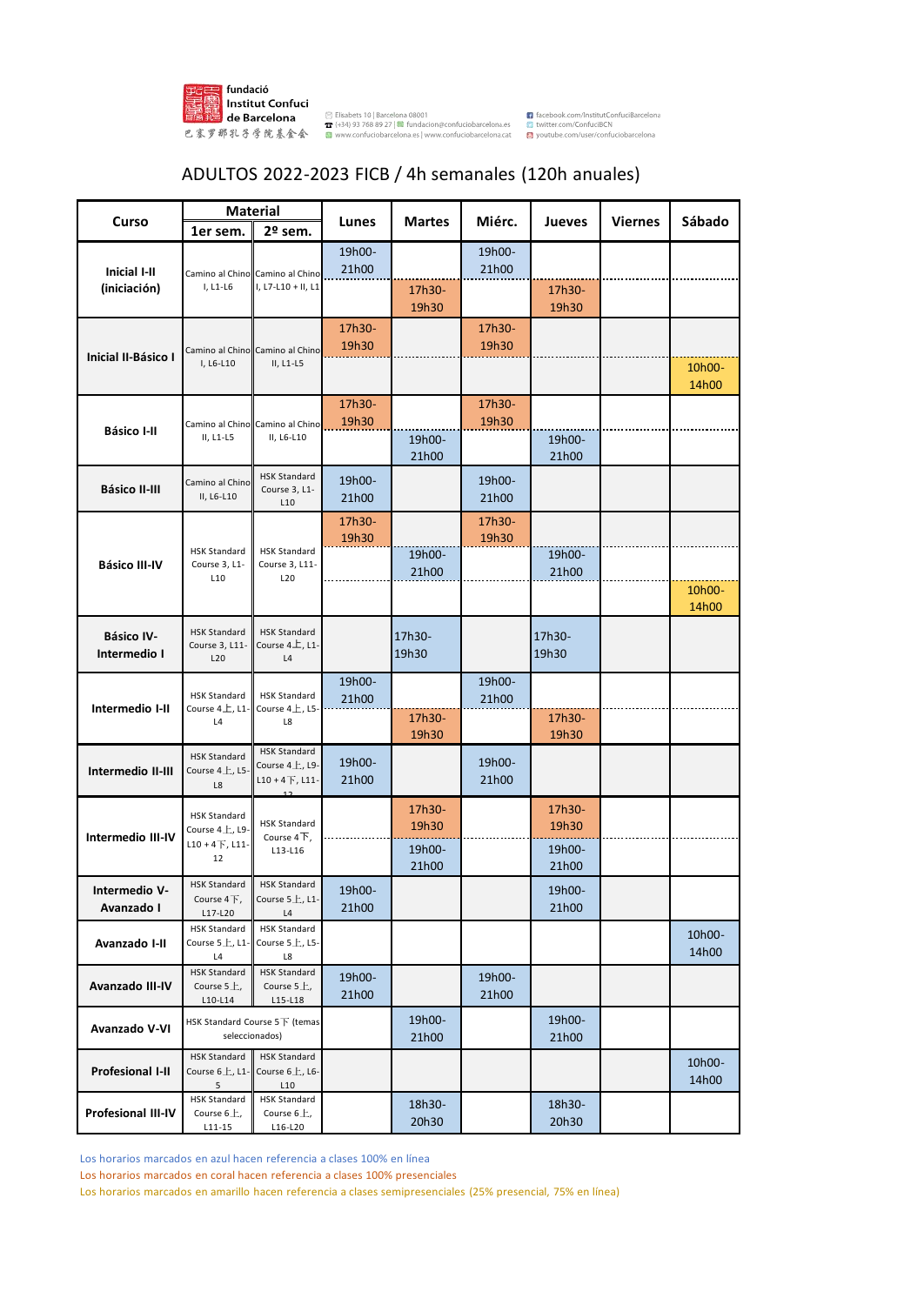fundació Institut Confuci de Barcelona
巴塞罗那孔子学院基金会

Elisabets 10 | Barcelona 08001
(+34) 93 768 89 27 | fundacion@confuciobarcelona.es
www.confuciobarcelona.es | www.confuciobarcelona.cat

facebook.com/InstitutConfuciBarcelona
twitter.com/ConfuciBCN
youtube.com/user/confuciobarcelona

# ADULTOS 2022-2023 FICB / 4h semanales (120h anuales)

| Curso | Material | | Lunes | Martes | Miérc. | Jueves | Viernes | Sábado |
|---|---|---|---|---|---|---|---|---|
| | 1er sem. | 2º sem. | | | | | | |
| Inicial I-II (iniciación) | Camino al Chino I, L1-L6 | Camino al Chino I, L7-L10 + II, L1 | 19h00-21h00 | | 19h00-21h00 | | | |
| | | | | 17h30-19h30 | | 17h30-19h30 | | |
| Inicial II-Básico I | Camino al Chino I, L6-L10 | Camino al Chino II, L1-L5 | 17h30-19h30 | | 17h30-19h30 | | | |
| | | | | | | | | 10h00-14h00 |
| Básico I-II | Camino al Chino II, L1-L5 | Camino al Chino II, L6-L10 | 17h30-19h30 | | 17h30-19h30 | | | |
| | | | | 19h00-21h00 | | 19h00-21h00 | | |
| Básico II-III | Camino al Chino II, L6-L10 | HSK Standard Course 3, L1-L10 | 19h00-21h00 | | 19h00-21h00 | | | |
| Básico III-IV | HSK Standard Course 3, L1-L10 | HSK Standard Course 3, L11-L20 | 17h30-19h30 | | 17h30-19h30 | | | |
| | | | | 19h00-21h00 | | 19h00-21h00 | | |
| | | | | | | | | 10h00-14h00 |
| Básico IV-Intermedio I | HSK Standard Course 3, L11-L20 | HSK Standard Course 4上, L1-L4 | | 17h30-19h30 | | 17h30-19h30 | | |
| Intermedio I-II | HSK Standard Course 4上, L1-L4 | HSK Standard Course 4上, L5-L8 | 19h00-21h00 | | 19h00-21h00 | | | |
| | | | | 17h30-19h30 | | 17h30-19h30 | | |
| Intermedio II-III | HSK Standard Course 4上, L5-L8 | HSK Standard Course 4上, L9-L10 + 4下, L11-12 | 19h00-21h00 | | 19h00-21h00 | | | |
| Intermedio III-IV | HSK Standard Course 4上, L9-L10 + 4下, L11-12 | HSK Standard Course 4下, L13-L16 | | 17h30-19h30 | | 17h30-19h30 | | |
| | | | | 19h00-21h00 | | 19h00-21h00 | | |
| Intermedio V-Avanzado I | HSK Standard Course 4下, L17-L20 | HSK Standard Course 5上, L1-L4 | 19h00-21h00 | | | 19h00-21h00 | | |
| Avanzado I-II | HSK Standard Course 5上, L1-L4 | HSK Standard Course 5上, L5-L8 | | | | | | 10h00-14h00 |
| Avanzado III-IV | HSK Standard Course 5上, L10-L14 | HSK Standard Course 5上, L15-L18 | 19h00-21h00 | | 19h00-21h00 | | | |
| Avanzado V-VI | HSK Standard Course 5下 (temas seleccionados) | | | 19h00-21h00 | | 19h00-21h00 | | |
| Profesional I-II | HSK Standard Course 6上, L1-5 | HSK Standard Course 6上, L6-L10 | | | | | | 10h00-14h00 |
| Profesional III-IV | HSK Standard Course 6上, L11-15 | HSK Standard Course 6上, L16-L20 | | 18h30-20h30 | | 18h30-20h30 | | |

Los horarios marcados en azul hacen referencia a clases 100% en línea
Los horarios marcados en coral hacen referencia a clases 100% presenciales
Los horarios marcados en amarillo hacen referencia a clases semipresenciales (25% presencial, 75% en línea)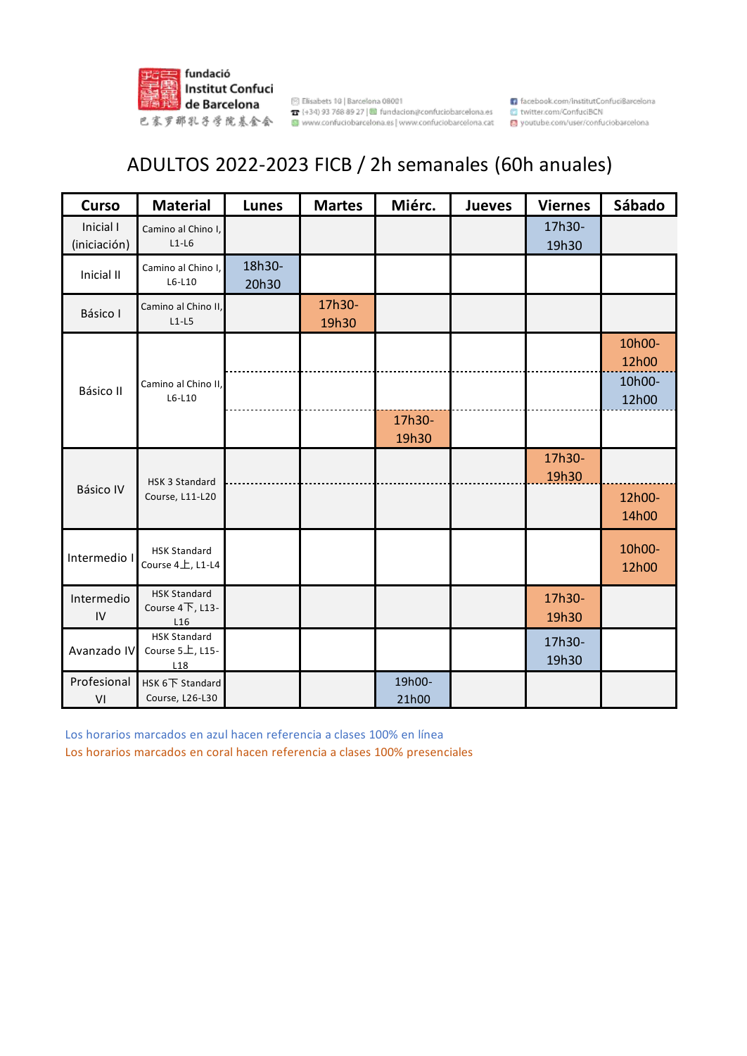fundació Institut Confuci de Barcelona
巴塞罗那孔子学院基金会

Elisabets 10 | Barcelona 08001
(+34) 93 768 89 27 | fundacion@confuciobarcelona.es
www.confuciobarcelona.es | www.confuciobarcelona.cat

facebook.com/InstitutConfuciBarcelona
twitter.com/ConfuciBCN
youtube.com/user/confuciobarcelona

# ADULTOS 2022-2023 FICB / 2h semanales (60h anuales)

| Curso | Material | Lunes | Martes | Miérc. | Jueves | Viernes | Sábado |
|---|---|---|---|---|---|---|---|
| Inicial I (iniciación) | Camino al Chino I, L1-L6 | | | | | 17h30-19h30 | |
| Inicial II | Camino al Chino I, L6-L10 | 18h30-20h30 | | | | | |
| Básico I | Camino al Chino II, L1-L5 | | 17h30-19h30 | | | | |
| Básico II | Camino al Chino II, L6-L10 | | | | | | 10h00-12h00 |
| | | | | | | | 10h00-12h00 |
| | | | | 17h30-19h30 | | | |
| Básico IV | HSK 3 Standard Course, L11-L20 | | | | | 17h30-19h30 | |
| | | | | | | | 12h00-14h00 |
| Intermedio I | HSK Standard Course 4上, L1-L4 | | | | | | 10h00-12h00 |
| Intermedio IV | HSK Standard Course 4下, L13-L16 | | | | | 17h30-19h30 | |
| Avanzado IV | HSK Standard Course 5上, L15-L18 | | | | | 17h30-19h30 | |
| Profesional VI | HSK 6下 Standard Course, L26-L30 | | | 19h00-21h00 | | | |

Los horarios marcados en azul hacen referencia a clases 100% en línea

Los horarios marcados en coral hacen referencia a clases 100% presenciales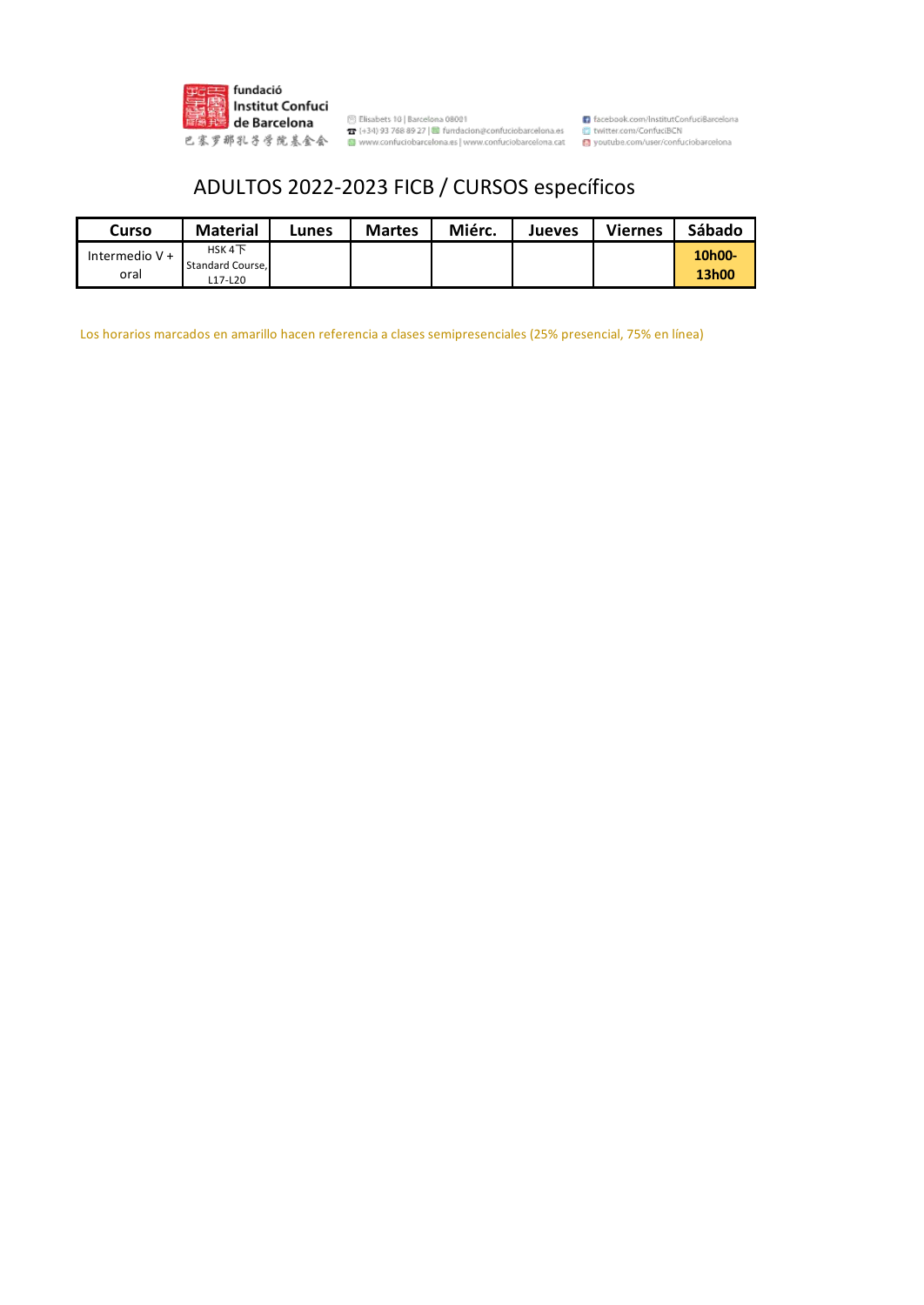fundació Institut Confuci de Barcelona
巴塞罗那孔子学院基金会

Elisabets 10 | Barcelona 08001
(+34) 93 768 89 27 | fundacion@confuciobarcelona.es
www.confuciobarcelona.es | www.confuciobarcelona.cat

facebook.com/InstitutConfuciBarcelona
twitter.com/ConfuciBCN
youtube.com/user/confuciobarcelona

# ADULTOS 2022-2023 FICB / CURSOS específicos

| Curso | Material | Lunes | Martes | Miérc. | Jueves | Viernes | Sábado |
|---|---|---|---|---|---|---|---|
| Intermedio V + oral | HSK 4下 Standard Course, L17-L20 | | | | | | **10h00-13h00** |

Los horarios marcados en amarillo hacen referencia a clases semipresenciales (25% presencial, 75% en línea)